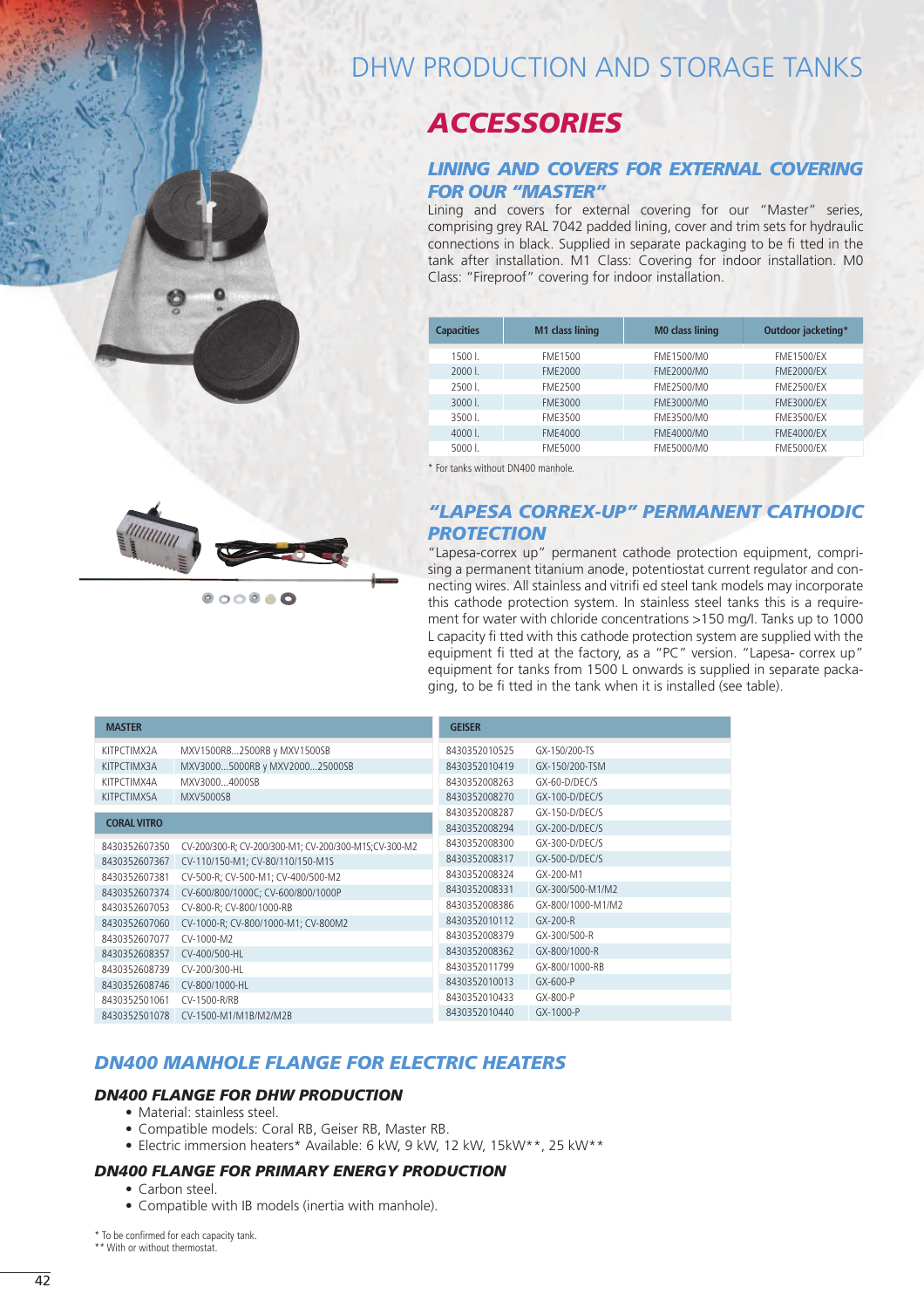# DHW PRODUCTION AND STORAGE TANKS

## ACCESSORIES

### LINING AND COVERS FOR EXTERNAL COVERING FOR OUR "MASTER"

Lining and covers for external covering for our "Master" series, comprising grey RAL 7042 padded lining, cover and trim sets for hydraulic connections in black. Supplied in separate packaging to be fi tted in the tank after installation. M1 Class: Covering for indoor installation. M0 Class: "Fireproof" covering for indoor installation.

| Capacities | M1 class lining | M0 class lining | Outdoor jacketing* |
|---|---|---|---|
| 1500 l. | FME1500 | FME1500/M0 | FME1500/EX |
| 2000 l. | FME2000 | FME2000/M0 | FME2000/EX |
| 2500 l. | FME2500 | FME2500/M0 | FME2500/EX |
| 3000 l. | FME3000 | FME3000/M0 | FME3000/EX |
| 3500 l. | FME3500 | FME3500/M0 | FME3500/EX |
| 4000 l. | FME4000 | FME4000/M0 | FME4000/EX |
| 5000 l. | FME5000 | FME5000/M0 | FME5000/EX |

* For tanks without DN400 manhole.

### "LAPESA CORREX-UP" PERMANENT CATHODIC PROTECTION

"Lapesa-correx up" permanent cathode protection equipment, comprising a permanent titanium anode, potentiostat current regulator and connecting wires. All stainless and vitrifi ed steel tank models may incorporate this cathode protection system. In stainless steel tanks this is a requirement for water with chloride concentrations >150 mg/l. Tanks up to 1000 L capacity fi tted with this cathode protection system are supplied with the equipment fi tted at the factory, as a "PC" version. "Lapesa- correx up" equipment for tanks from 1500 L onwards is supplied in separate packaging, to be fi tted in the tank when it is installed (see table).

| MASTER | |
|---|---|
| KITPCTIMX2A | MXV1500RB...2500RB y MXV1500SB |
| KITPCTIMX3A | MXV3000...5000RB y MXV2000...25000SB |
| KITPCTIMX4A | MXV3000...4000SB |
| KITPCTIMX5A | MXV5000SB |

| CORAL VITRO | |
|---|---|
| 8430352607350 | CV-200/300-R; CV-200/300-M1; CV-200/300-M1S;CV-300-M2 |
| 8430352607367 | CV-110/150-M1; CV-80/110/150-M1S |
| 8430352607381 | CV-500-R; CV-500-M1; CV-400/500-M2 |
| 8430352607374 | CV-600/800/1000C; CV-600/800/1000P |
| 8430352607053 | CV-800-R; CV-800/1000-RB |
| 8430352607060 | CV-1000-R; CV-800/1000-M1; CV-800M2 |
| 8430352607077 | CV-1000-M2 |
| 8430352608357 | CV-400/500-HL |
| 8430352608739 | CV-200/300-HL |
| 8430352608746 | CV-800/1000-HL |
| 8430352501061 | CV-1500-R/RB |
| 8430352501078 | CV-1500-M1/M1B/M2/M2B |

| GEISER | |
|---|---|
| 8430352010525 | GX-150/200-TS |
| 8430352010419 | GX-150/200-TSM |
| 8430352008263 | GX-60-D/DEC/S |
| 8430352008270 | GX-100-D/DEC/S |
| 8430352008287 | GX-150-D/DEC/S |
| 8430352008294 | GX-200-D/DEC/S |
| 8430352008300 | GX-300-D/DEC/S |
| 8430352008317 | GX-500-D/DEC/S |
| 8430352008324 | GX-200-M1 |
| 8430352008331 | GX-300/500-M1/M2 |
| 8430352008386 | GX-800/1000-M1/M2 |
| 8430352010112 | GX-200-R |
| 8430352008379 | GX-300/500-R |
| 8430352008362 | GX-800/1000-R |
| 8430352011799 | GX-800/1000-RB |
| 8430352010013 | GX-600-P |
| 8430352010433 | GX-800-P |
| 8430352010440 | GX-1000-P |

### DN400 MANHOLE FLANGE FOR ELECTRIC HEATERS

#### DN400 FLANGE FOR DHW PRODUCTION

- Material: stainless steel.
- Compatible models: Coral RB, Geiser RB, Master RB.
- Electric immersion heaters* Available: 6 kW, 9 kW, 12 kW, 15kW**, 25 kW**

#### DN400 FLANGE FOR PRIMARY ENERGY PRODUCTION

- Carbon steel.
- Compatible with IB models (inertia with manhole).

* To be confirmed for each capacity tank.
** With or without thermostat.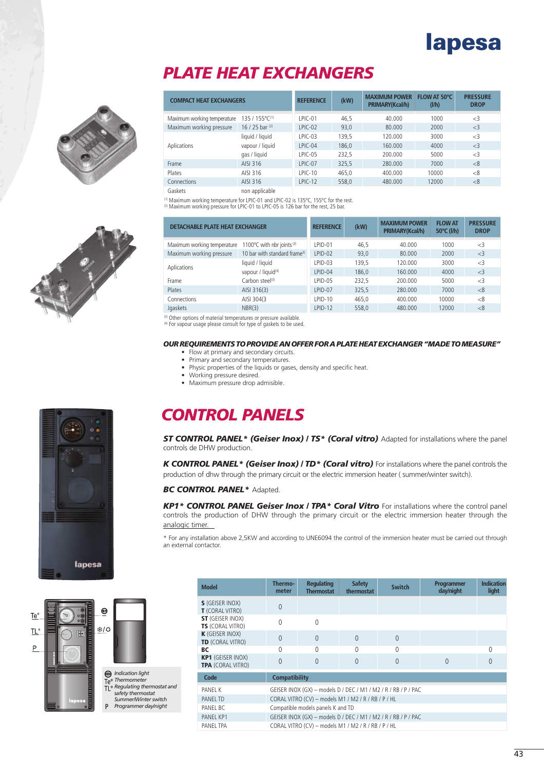# PLATE HEAT EXCHANGERS

| COMPACT HEAT EXCHANGERS | | REFERENCE | (kW) | MAXIMUM POWER PRIMARY(Kcal/h) | FLOW AT 50°C (l/h) | PRESSURE DROP |
|---|---|---|---|---|---|---|
| Maximum working temperature | 135 / 155°C[1] | LPIC-01 | 46,5 | 40.000 | 1000 | <3 |
| Maximum working pressure | 16 / 25 bar [2] | LPIC-02 | 93,0 | 80.000 | 2000 | <3 |
| Aplications | liquid / liquid | LPIC-03 | 139,5 | 120.000 | 3000 | <3 |
| | vapour / liquid | LPIC-04 | 186,0 | 160.000 | 4000 | <3 |
| | gas / liquid | LPIC-05 | 232,5 | 200.000 | 5000 | <3 |
| Frame | AISI 316 | LPIC-07 | 325,5 | 280.000 | 7000 | <8 |
| Plates | AISI 316 | LPIC-10 | 465,0 | 400.000 | 10000 | <8 |
| Connections | AISI 316 | LPIC-12 | 558,0 | 480.000 | 12000 | <8 |
| Gaskets | non applicable | | | | | |

[1] Maximum working temperature for LPIC-01 and LPIC-02 is 135ºC, 155ºC for the rest.
[2] Maximum working pressure for LPIC-01 to LPIC-05 is 126 bar for the rest, 25 bar.

| DETACHABLE PLATE HEAT EXCHANGER | | REFERENCE | (kW) | MAXIMUM POWER PRIMARY(Kcal/h) | FLOW AT 50°C (l/h) | PRESSURE DROP |
|---|---|---|---|---|---|---|
| Maximum working temperature | 1100ºC with nbr joints [3] | LPID-01 | 46,5 | 40.000 | 1000 | <3 |
| Maximum working pressure | 10 bar with standard frame[3] | LPID-02 | 93,0 | 80.000 | 2000 | <3 |
| Aplications | liquid / liquid | LPID-03 | 139,5 | 120.000 | 3000 | <3 |
| | vapour / liquid[4] | LPID-04 | 186,0 | 160.000 | 4000 | <3 |
| Frame | Carbon steel[3] | LPID-05 | 232,5 | 200.000 | 5000 | <3 |
| Plates | AISI 316(3) | LPID-07 | 325,5 | 280.000 | 7000 | <8 |
| Connections | AISI 304(3 | LPID-10 | 465,0 | 400.000 | 10000 | <8 |
| Jgaskets | NBR(3) | LPID-12 | 558,0 | 480.000 | 12000 | <8 |

[3] Other options of material temperatures or pressure available.
[4] For vapour usage please consult for type of gaskets to be used.

### OUR REQUIREMENTS TO PROVIDE AN OFFER FOR A PLATE HEAT EXCHANGER "MADE TO MEASURE"

- Flow at primary and secondary circuits.
- Primary and secondary temperatures.
- Physic properties of the liquids or gases, density and specific heat.
- Working pressure desired.
- Maximum pressure drop admisible.

# CONTROL PANELS

***ST CONTROL PANEL\* (Geiser Inox) / TS\* (Coral vitro)*** Adapted for installations where the panel controls de DHW production.

***K CONTROL PANEL\* (Geiser Inox) / TD\* (Coral vitro)*** For installations where the panel controls the production of dhw through the primary circuit or the electric immersion heater ( summer/winter switch).

***BC CONTROL PANEL\**** Adapted.

***KP1\* CONTROL PANEL Geiser Inox / TPA\* Coral Vitro*** For installations where the control panel controls the production of DHW through the primary circuit or the electric immersion heater through the analogic timer.

\* For any installation above 2,5KW and according to UNE6094 the control of the immersion heater must be carried out through an external contactor.

Te°
TL°
P

Indication light
Te° Thermometer
TL° Regulating thermostat and safety thermostat
Summer/Winter switch
P Programmer day/night

| Model | Thermo-meter | Regulating Thermostat | Safety thermostat | Switch | Programmer day/night | Indication light |
|---|---|---|---|---|---|---|
| **S** (GEISER INOX) **T** (CORAL VITRO) | 0 | | | | | |
| **ST** (GEISER INOX) **TS** (CORAL VITRO) | 0 | 0 | | | | |
| **K** (GEISER INOX) **TD** (CORAL VITRO) | 0 | 0 | 0 | 0 | | |
| **BC** | 0 | 0 | 0 | 0 | | 0 |
| **KP1** (GEISER INOX) **TPA** (CORAL VITRO) | 0 | 0 | 0 | 0 | 0 | 0 |

| Code | Compatibility |
|---|---|
| PANEL K | GEISER INOX (GX) – models D / DEC / M1 / M2 / R / RB / P / PAC |
| PANEL TD | CORAL VITRO (CV) – models M1 / M2 / R / RB / P / HL |
| PANEL BC | Compatible models panels K and TD |
| PANEL KP1 | GEISER INOX (GX) – models D / DEC / M1 / M2 / R / RB / P / PAC |
| PANEL TPA | CORAL VITRO (CV) – models M1 / M2 / R / RB / P / HL |